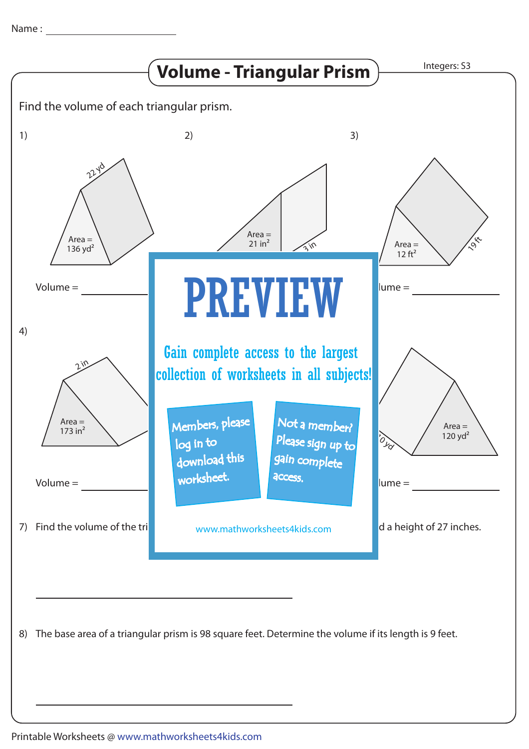Name : ____________________

# Volume - Triangular Prism

Integers: S3

Find the volume of each triangular prism.

1)

22 yd

Area = 136 $yd^2$

Volume = __________

2)

Area = 21 $in^2$

3 in

3)

Area = 12 $ft^2$

19 ft

lume = __________

4)

2 in

Area = 173 $in^2$

Volume = __________

0 yd

Area = 120 $yd^2$

lume = __________

PREVIEW

Gain complete access to the largest collection of worksheets in all subjects!

Members, please log in to download this worksheet.

Not a member? Please sign up to gain complete access.

www.mathworksheets4kids.com

7) Find the volume of the tri d a height of 27 inches.

____________________

8) The base area of a triangular prism is 98 square feet. Determine the volume if its length is 9 feet.

____________________

Printable Worksheets @ www.mathworksheets4kids.com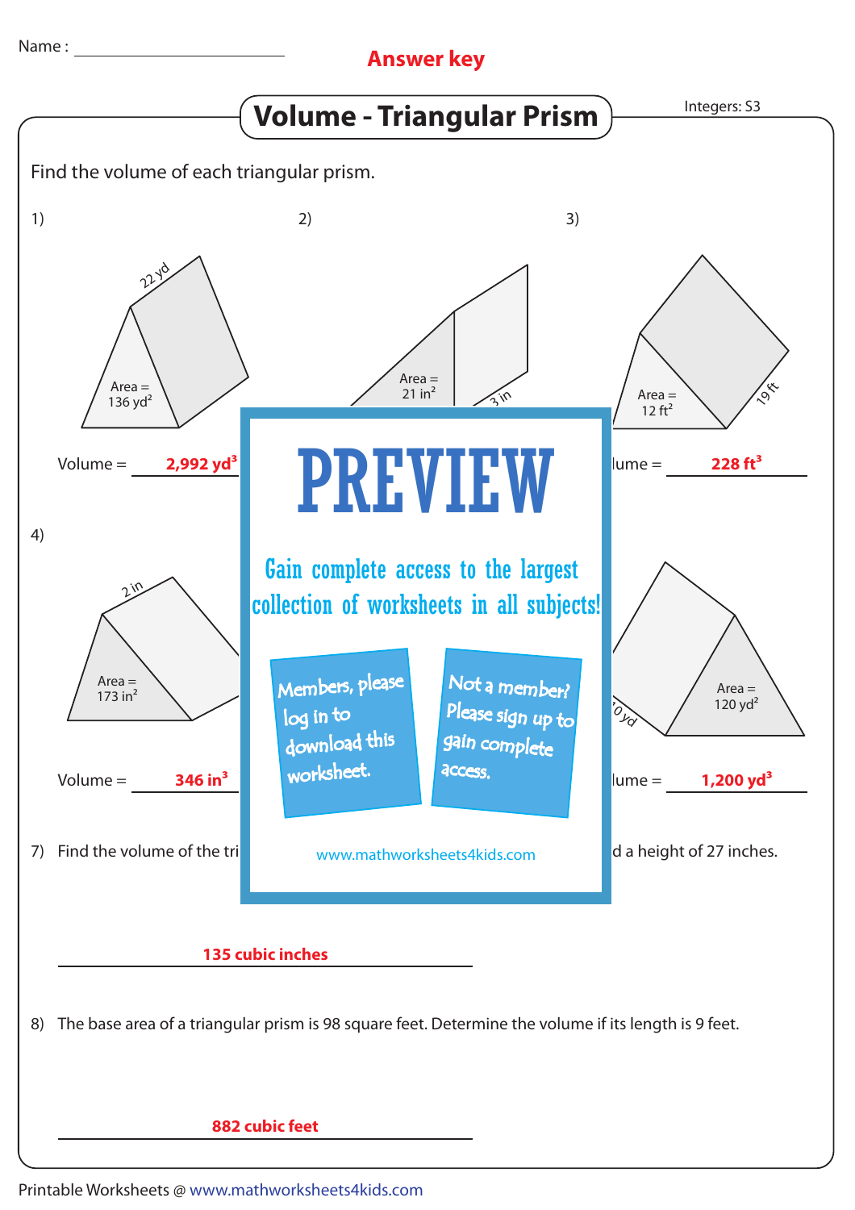Name : ____________________

**Answer key**

# Volume - Triangular Prism

Integers: S3

Find the volume of each triangular prism.

1)

22 yd

Area = 136 yd$^2$

Volume = **2,992 yd$^3$**

2)

Area = 21 in$^2$

3 in

3)

Area = 12 ft$^2$

19 ft

lume = **228 ft$^3$**

4)

2 in

Area = 173 in$^2$

Volume = **346 in$^3$**

0 yd

Area = 120 yd$^2$

lume = **1,200 yd$^3$**

# PREVIEW

Gain complete access to the largest collection of worksheets in all subjects!

Members, please log in to download this worksheet.

Not a member? Please sign up to gain complete access.

www.mathworksheets4kids.com

7) Find the volume of the tri d a height of 27 inches.

**135 cubic inches**

8) The base area of a triangular prism is 98 square feet. Determine the volume if its length is 9 feet.

**882 cubic feet**

Printable Worksheets @ www.mathworksheets4kids.com